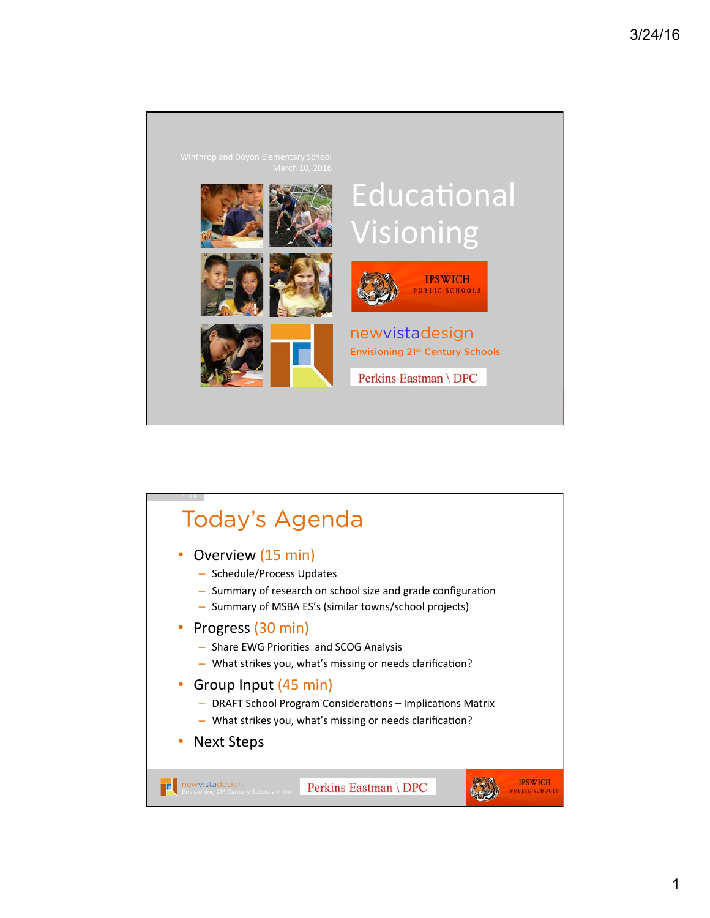Winthrop and Doyon Elementary School
March 10, 2016

# Educational Visioning

IPSWICH PUBLIC SCHOOLS

newvistadesign
Envisioning 21st Century Schools

Perkins Eastman \ DPC

## Today's Agenda

- Overview (15 min)
  - Schedule/Process Updates
  - Summary of research on school size and grade configuration
  - Summary of MSBA ES's (similar towns/school projects)
- Progress (30 min)
  - Share EWG Priorities and SCOG Analysis
  - What strikes you, what's missing or needs clarification?
- Group Input (45 min)
  - DRAFT School Program Considerations – Implications Matrix
  - What strikes you, what's missing or needs clarification?
- Next Steps

newvistadesign Envisioning 21st Century Schools © 2016 | Perkins Eastman \ DPC | IPSWICH PUBLIC SCHOOLS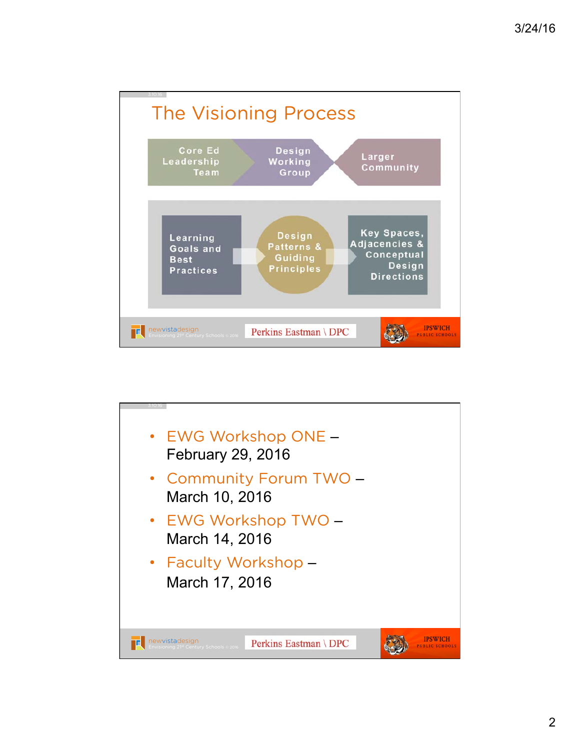## The Visioning Process

Core Ed Leadership Team → Design Working Group → Larger Community

Learning Goals and Best Practices → Design Patterns & Guiding Principles → Key Spaces, Adjacencies & Conceptual Design Directions

newvistadesign Envisioning 21st Century Schools © 2016 | Perkins Eastman \ DPC | IPSWICH PUBLIC SCHOOLS

- EWG Workshop ONE – February 29, 2016
- Community Forum TWO – March 10, 2016
- EWG Workshop TWO – March 14, 2016
- Faculty Workshop – March 17, 2016

newvistadesign Envisioning 21st Century Schools © 2016 | Perkins Eastman \ DPC | IPSWICH PUBLIC SCHOOLS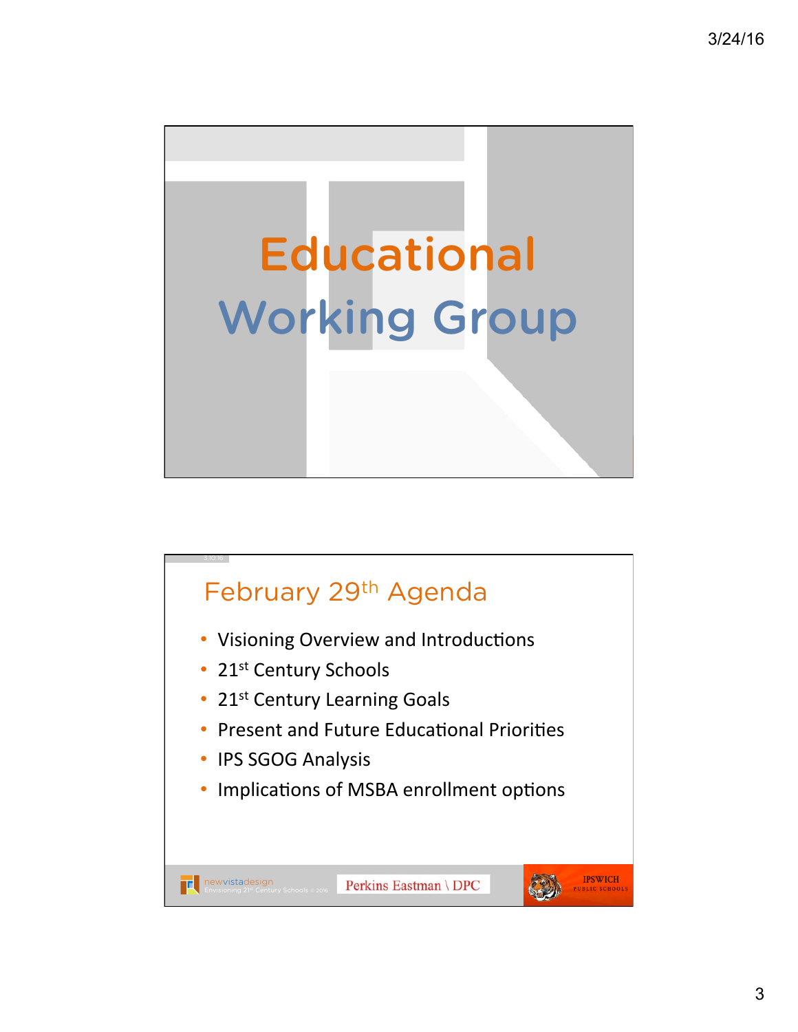# Educational Working Group

## February 29th Agenda

- Visioning Overview and Introductions
- 21st Century Schools
- 21st Century Learning Goals
- Present and Future Educational Priorities
- IPS SGOG Analysis
- Implications of MSBA enrollment options

newvistadesign Envisioning 21st Century Schools © 2016 | Perkins Eastman \ DPC | IPSWICH PUBLIC SCHOOLS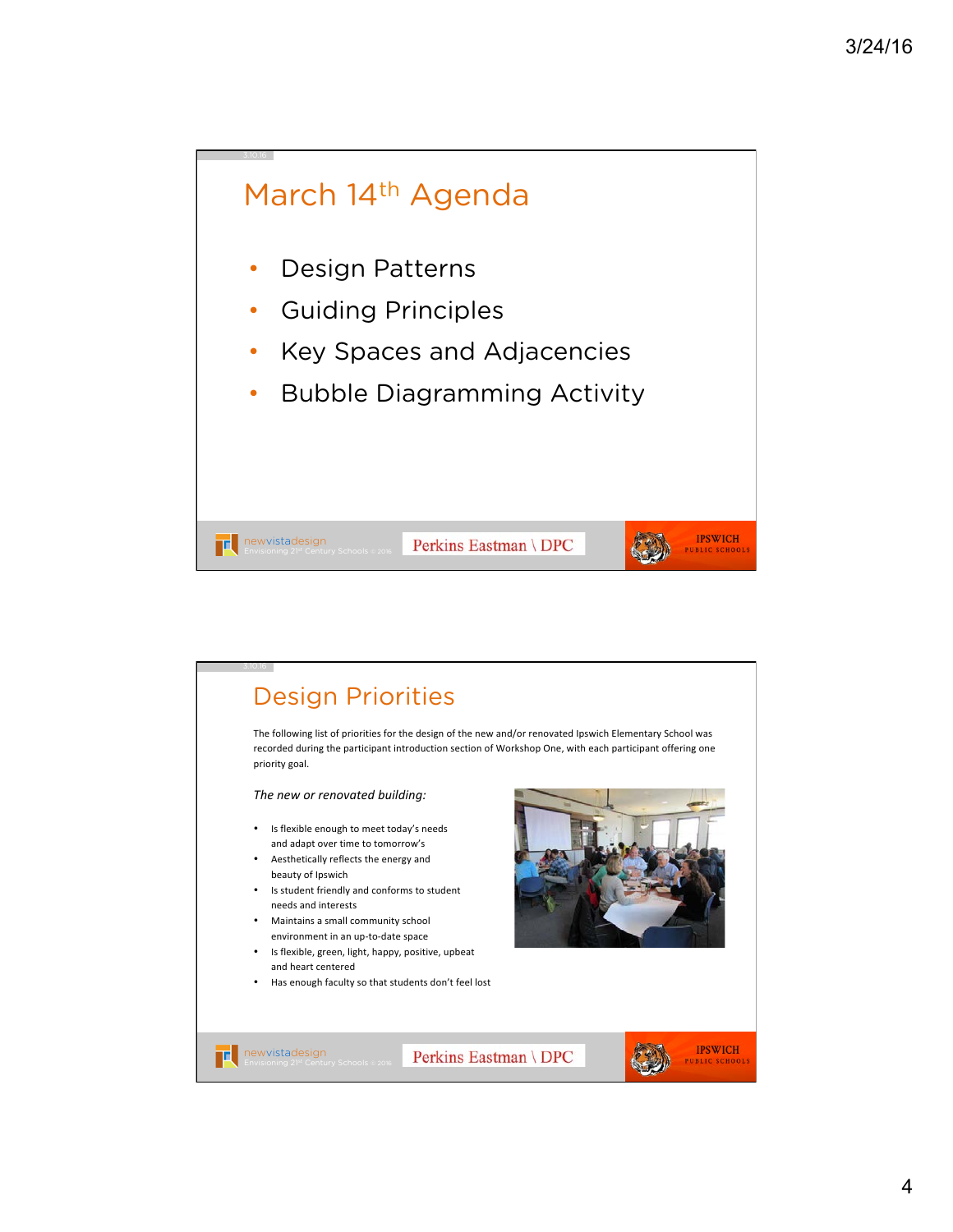## March 14th Agenda

- Design Patterns
- Guiding Principles
- Key Spaces and Adjacencies
- Bubble Diagramming Activity

## Design Priorities

The following list of priorities for the design of the new and/or renovated Ipswich Elementary School was recorded during the participant introduction section of Workshop One, with each participant offering one priority goal.

*The new or renovated building:*

- Is flexible enough to meet today's needs and adapt over time to tomorrow's
- Aesthetically reflects the energy and beauty of Ipswich
- Is student friendly and conforms to student needs and interests
- Maintains a small community school environment in an up-to-date space
- Is flexible, green, light, happy, positive, upbeat and heart centered
- Has enough faculty so that students don't feel lost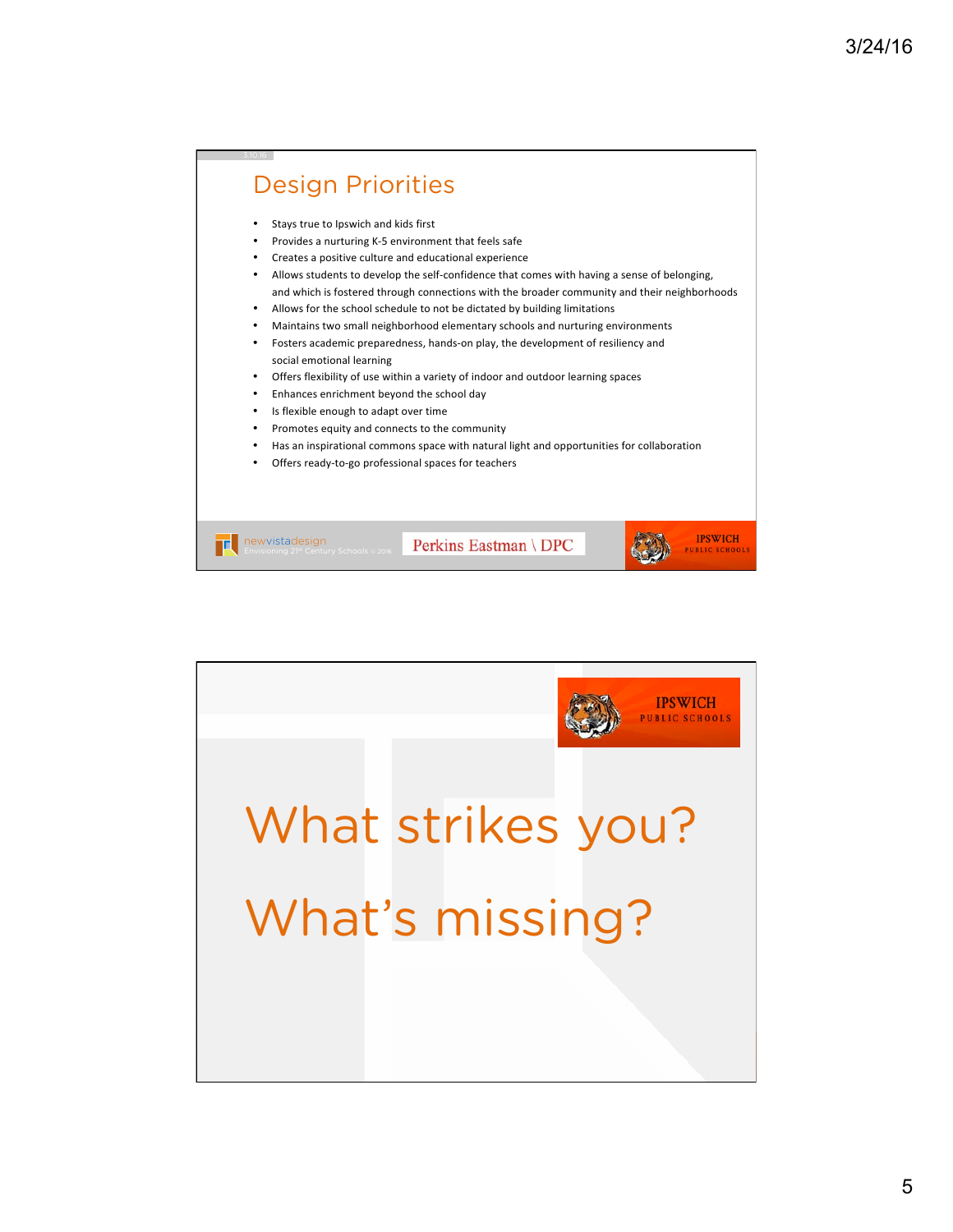## Design Priorities

- Stays true to Ipswich and kids first
- Provides a nurturing K-5 environment that feels safe
- Creates a positive culture and educational experience
- Allows students to develop the self-confidence that comes with having a sense of belonging, and which is fostered through connections with the broader community and their neighborhoods
- Allows for the school schedule to not be dictated by building limitations
- Maintains two small neighborhood elementary schools and nurturing environments
- Fosters academic preparedness, hands-on play, the development of resiliency and social emotional learning
- Offers flexibility of use within a variety of indoor and outdoor learning spaces
- Enhances enrichment beyond the school day
- Is flexible enough to adapt over time
- Promotes equity and connects to the community
- Has an inspirational commons space with natural light and opportunities for collaboration
- Offers ready-to-go professional spaces for teachers

newvistadesign Envisioning 21st Century Schools © 2016 | Perkins Eastman \ DPC | IPSWICH PUBLIC SCHOOLS

---

IPSWICH PUBLIC SCHOOLS

# What strikes you?

# What's missing?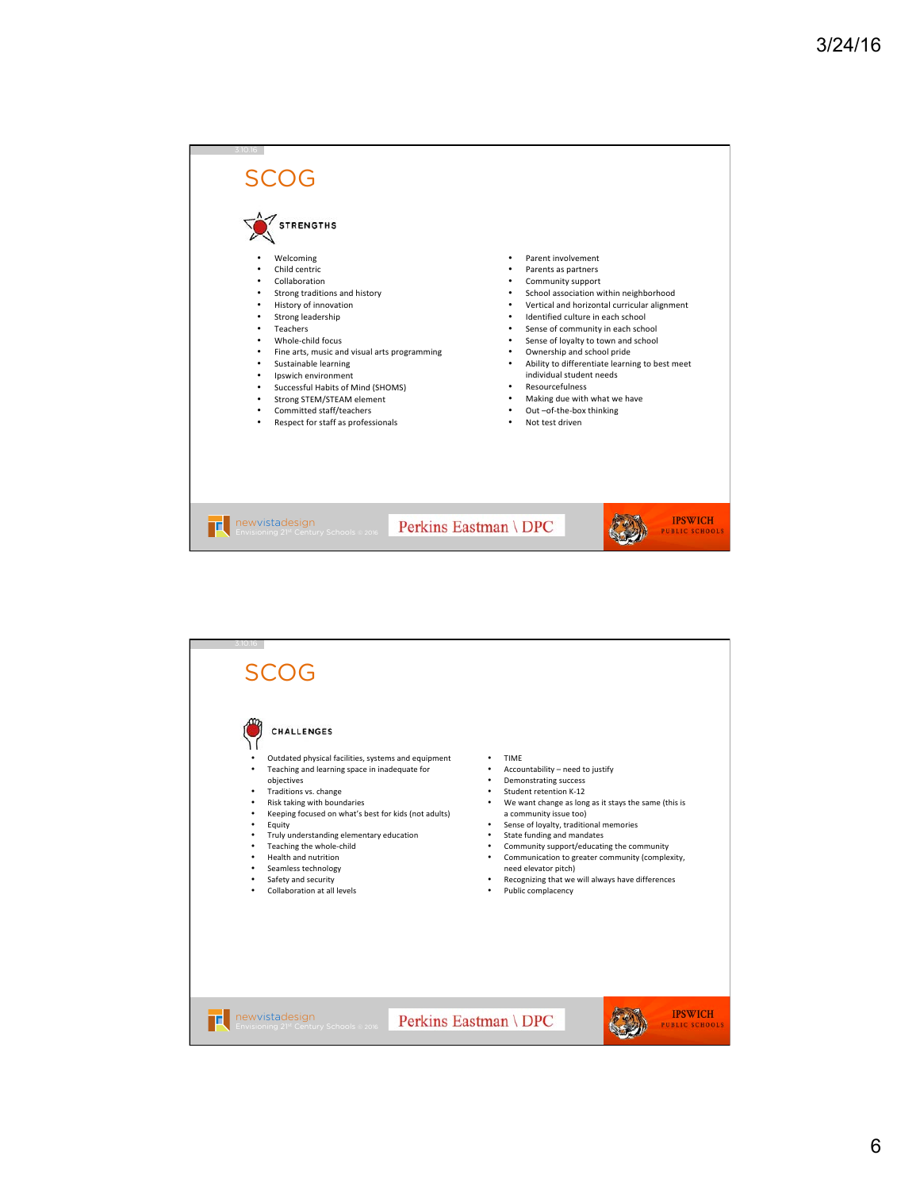## SCOG

### STRENGTHS

- Welcoming
- Child centric
- Collaboration
- Strong traditions and history
- History of innovation
- Strong leadership
- Teachers
- Whole-child focus
- Fine arts, music and visual arts programming
- Sustainable learning
- Ipswich environment
- Successful Habits of Mind (SHOMS)
- Strong STEM/STEAM element
- Committed staff/teachers
- Respect for staff as professionals
- Parent involvement
- Parents as partners
- Community support
- School association within neighborhood
- Vertical and horizontal curricular alignment
- Identified culture in each school
- Sense of community in each school
- Sense of loyalty to town and school
- Ownership and school pride
- Ability to differentiate learning to best meet individual student needs
- Resourcefulness
- Making due with what we have
- Out –of-the-box thinking
- Not test driven

## SCOG

### CHALLENGES

- Outdated physical facilities, systems and equipment
- Teaching and learning space in inadequate for objectives
- Traditions vs. change
- Risk taking with boundaries
- Keeping focused on what's best for kids (not adults)
- Equity
- Truly understanding elementary education
- Teaching the whole-child
- Health and nutrition
- Seamless technology
- Safety and security
- Collaboration at all levels
- TIME
- Accountability – need to justify
- Demonstrating success
- Student retention K-12
- We want change as long as it stays the same (this is a community issue too)
- Sense of loyalty, traditional memories
- State funding and mandates
- Community support/educating the community
- Communication to greater community (complexity, need elevator pitch)
- Recognizing that we will always have differences
- Public complacency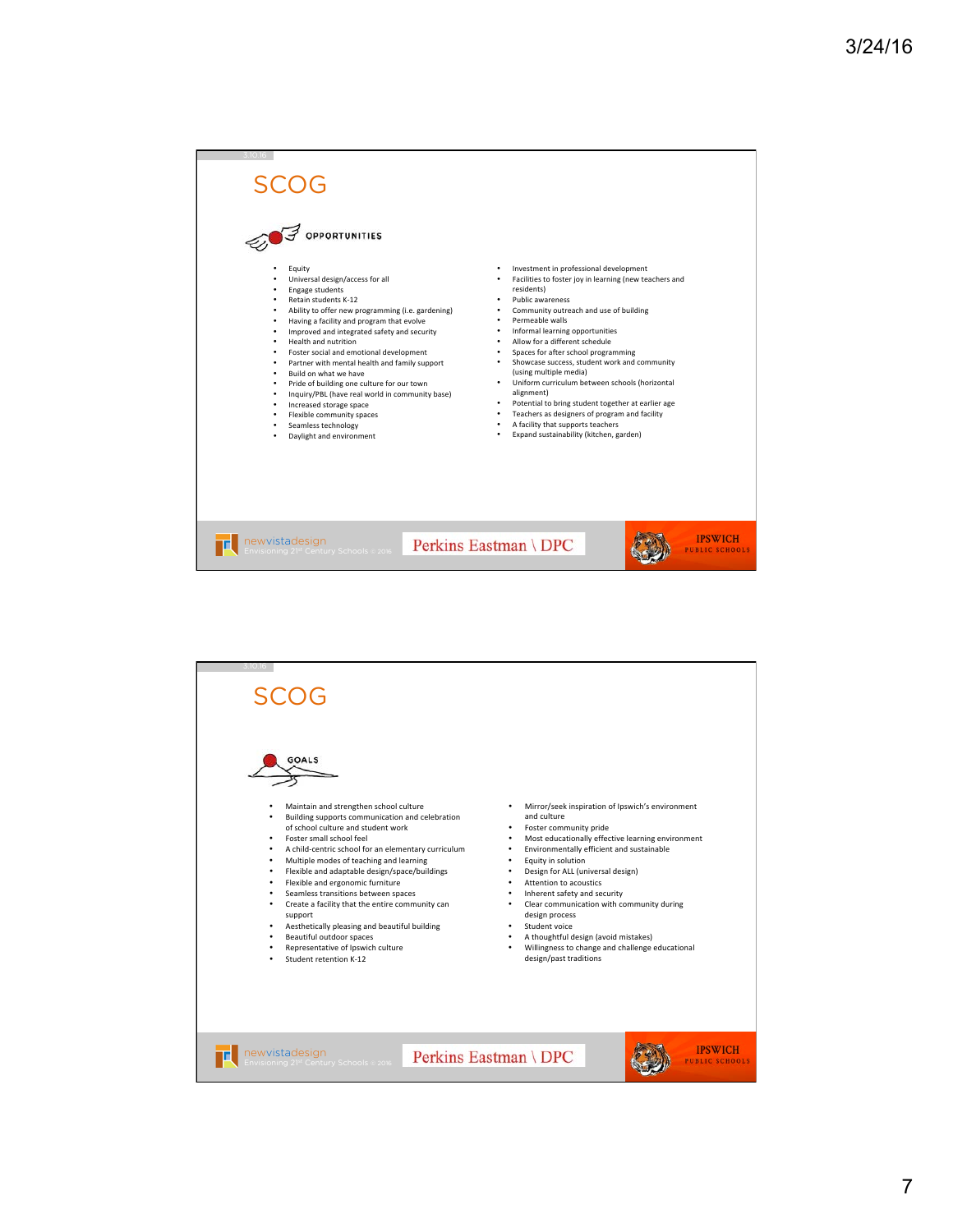## SCOG

### OPPORTUNITIES

- Equity
- Universal design/access for all
- Engage students
- Retain students K-12
- Ability to offer new programming (i.e. gardening)
- Having a facility and program that evolve
- Improved and integrated safety and security
- Health and nutrition
- Foster social and emotional development
- Partner with mental health and family support
- Build on what we have
- Pride of building one culture for our town
- Inquiry/PBL (have real world in community base)
- Increased storage space
- Flexible community spaces
- Seamless technology
- Daylight and environment
- Investment in professional development
- Facilities to foster joy in learning (new teachers and residents)
- Public awareness
- Community outreach and use of building
- Permeable walls
- Informal learning opportunities
- Allow for a different schedule
- Spaces for after school programming
- Showcase success, student work and community (using multiple media)
- Uniform curriculum between schools (horizontal alignment)
- Potential to bring student together at earlier age
- Teachers as designers of program and facility
- A facility that supports teachers
- Expand sustainability (kitchen, garden)

newvistadesign Envisioning 21st Century Schools © 2016 | Perkins Eastman \ DPC | IPSWICH PUBLIC SCHOOLS

## SCOG

### GOALS

- Maintain and strengthen school culture
- Building supports communication and celebration of school culture and student work
- Foster small school feel
- A child-centric school for an elementary curriculum
- Multiple modes of teaching and learning
- Flexible and adaptable design/space/buildings
- Flexible and ergonomic furniture
- Seamless transitions between spaces
- Create a facility that the entire community can support
- Aesthetically pleasing and beautiful building
- Beautiful outdoor spaces
- Representative of Ipswich culture
- Student retention K-12
- Mirror/seek inspiration of Ipswich's environment and culture
- Foster community pride
- Most educationally effective learning environment
- Environmentally efficient and sustainable
- Equity in solution
- Design for ALL (universal design)
- Attention to acoustics
- Inherent safety and security
- Clear communication with community during design process
- Student voice
- A thoughtful design (avoid mistakes)
- Willingness to change and challenge educational design/past traditions

newvistadesign Envisioning 21st Century Schools © 2016 | Perkins Eastman \ DPC | IPSWICH PUBLIC SCHOOLS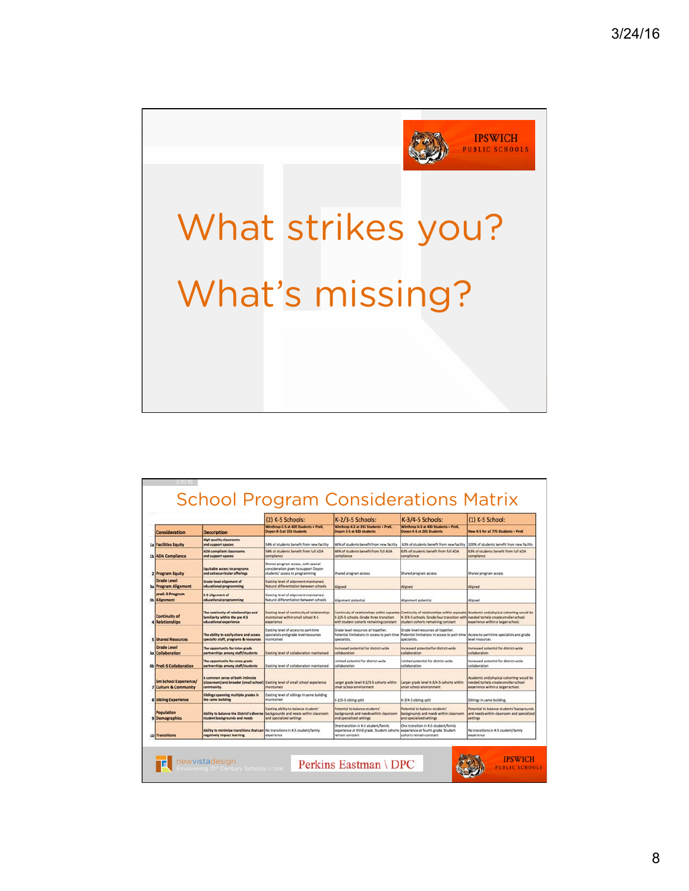IPSWICH PUBLIC SCHOOLS

# What strikes you?

# What's missing?

## School Program Considerations Matrix

| | Consideration | Description | (2) K-5 Schools: Winthrop K-5 at 420 Students + PreK, Doyon K-5 at 355 Students | K-2/3-5 Schools: Winthrop K-2 at 355 Students + PreK, Doyon 3-5 at 420 students | K-3/4-5 Schools: Winthrop K-3 at 490 Students + PreK, Doyon 4-5 at 285 Students | (1) K-5 School: New K-5 for all 775 Students + PreK |
|---|---|---|---|---|---|---|
| 1a | Facilities Equity | High quality classrooms and support spaces | 54% of students benefit from new facility | 46% of students benefit from new facility | 63% of students benefit from new facility | 100% of students benefit from new facility |
| 1b | ADA Compliance | ADA compliant classrooms and support spaces | 54% of students benefit from full ADA compliance | 46% of students benefit from full ADA compliance | 63% of students benefit from full ADA compliance | 63% of students benefit from full ADA compliance |
| 2 | Program Equity | Equitable access to programs and extracurricular offerings | Shared program access, with special consideration given to support Doyon students' access to programming | Shared program access | Shared program access | Shared program access |
| 3a | Grade Level Program Alignment | Grade level alignment of educational programming | Existing level of alignment maintained. Natural differentiation between schools | Aligned | Aligned | Aligned |
| 3b | preK-5 Program Alignment | K-5 alignment of educational programming | Existing level of alignment maintained. Natural differentiation between schools | Alignment potential | Alignment potential | Aligned |
| 4 | Continuity of Relationships | The continuity of relationships and familiarity within the pre K-5 educational experience | Existing level of continuity of relationships maintained within small school K-5 experience | Continuity of relationships within separate K-2/3-5 schools. Grade three transition with student cohorts remaining constant | Continuity of relationships within separate K-3/4-5 schools. Grade four transition with student cohorts remaining constant | Academic and physical cohorting would be needed to help create smaller school experience within a larger school. |
| 5 | Shared Resources | The ability to easily share and access specialty staff, programs & resources | Existing level of access to part-time specialists and grade level resources maintained | Grade level resources all together. Potential limitations in access to part-time specialists. | Grade level resources all together. Potential limitations in access to part-time specialists. | Access to part time specialists and grade level resources |
| 6a | Grade Level Collaboration | The opportunity for inter-grade partnerships among staff/students | Existing level of collaboration maintained | Increased potential for district-wide collaboration | Increased potential for district-wide collaboration | Increased potential for district-wide collaboration |
| 6b | PreK-5 Collaboration | The opportunity for cross-grade partnerships among staff/students | Existing level of collaboration maintained | Limited potential for district-wide collaboration | Limited potential for district-wide collaboration | Increased potential for district-wide collaboration |
| 7 | Sm School Experience/ Culture & Community | A common sense of both intimate (classroom) and broader (small school) community. | Existing level of small school experience maintained | Larger grade level K-2/3-5 cohorts within small school environment | Larger grade level K-3/4-5 cohorts within small school environment | Academic and physical cohorting would be needed to help create smaller school experience within a larger school. |
| 8 | Sibling Experience | Siblings spanning multiple grades in the same building | Existing level of siblings in same building maintained | K-2/3-5 sibling split | K-3/4-5 sibling split | Siblings in same building. |
| 9 | Population Demographics | Ability to balance the District's diverse student backgrounds and needs | Existing ability to balance students' backgrounds and needs within classroom and specialized settings | Potential to balance students' backgrounds and needs within classroom and specialized settings | Potential to balance students' backgrounds and needs within classroom and specialized settings | Potential to balance students' backgrounds and needs within classroom and specialized settings |
| 10 | Transitions | Ability to minimize transitions that can negatively impact learning | No transitions in K-5 student/family experience | One transition in K-5 student/family experience at third grade. Student cohorts remain constant | One transition in K-5 student/family experience at fourth grade. Student cohorts remain constant | No transitions in K-5 student/family experience |

newvistadesign Envisioning 21st Century Schools © 2016 | Perkins Eastman \ DPC | IPSWICH PUBLIC SCHOOLS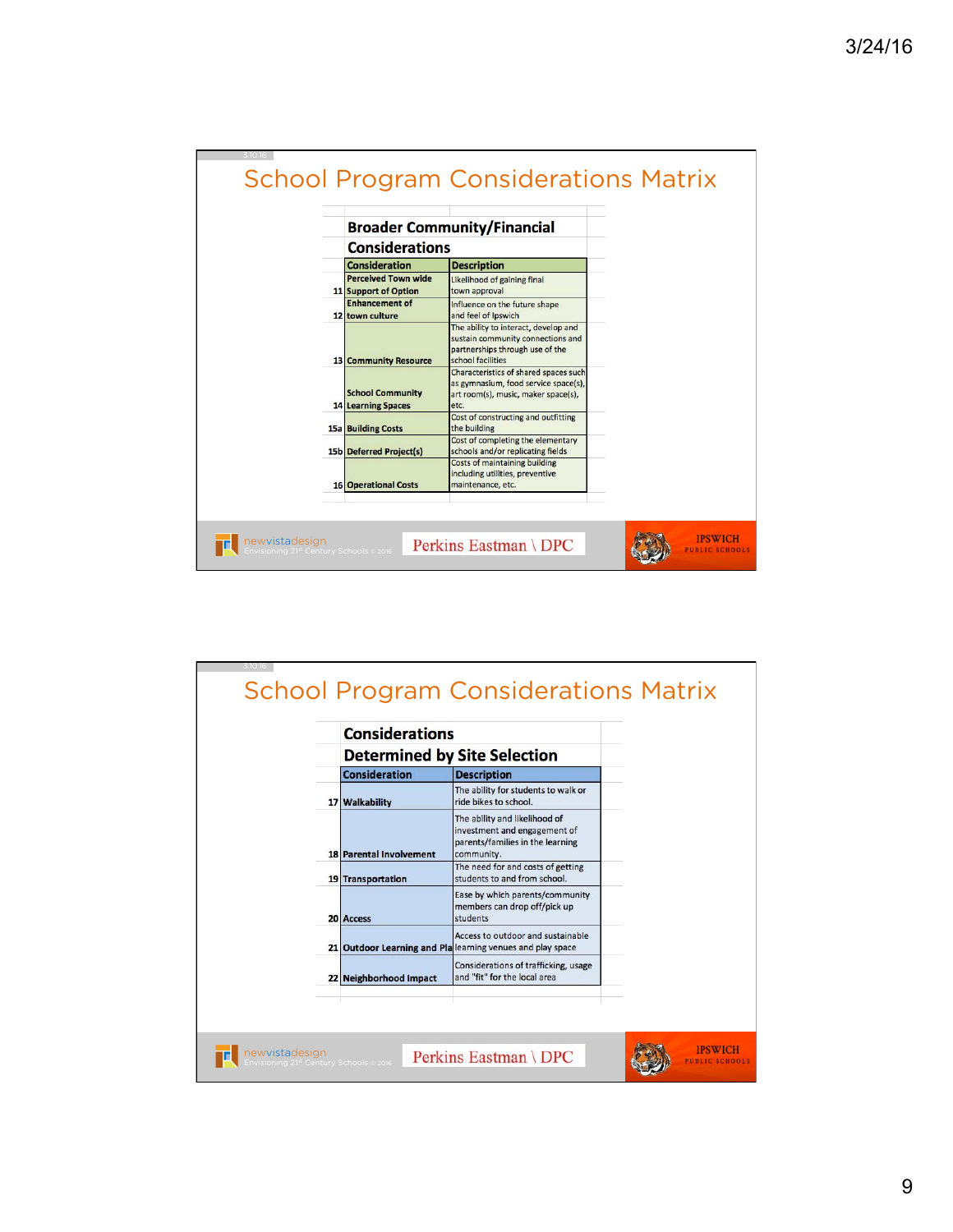# School Program Considerations Matrix

## Broader Community/Financial Considerations

| | Consideration | Description |
|---|---|---|
| 11 | Perceived Town wide Support of Option | Likelihood of gaining final town approval |
| 12 | Enhancement of town culture | Influence on the future shape and feel of Ipswich |
| 13 | Community Resource | The ability to interact, develop and sustain community connections and partnerships through use of the school facilities |
| 14 | School Community Learning Spaces | Characteristics of shared spaces such as gymnasium, food service space(s), art room(s), music, maker space(s), etc. |
| 15a | Building Costs | Cost of constructing and outfitting the building |
| 15b | Deferred Project(s) | Cost of completing the elementary schools and/or replicating fields |
| 16 | Operational Costs | Costs of maintaining building including utilities, preventive maintenance, etc. |

# School Program Considerations Matrix

## Considerations Determined by Site Selection

| | Consideration | Description |
|---|---|---|
| 17 | Walkability | The ability for students to walk or ride bikes to school. |
| 18 | Parental Involvement | The ability and likelihood of investment and engagement of parents/families in the learning community. |
| 19 | Transportation | The need for and costs of getting students to and from school. |
| 20 | Access | Ease by which parents/community members can drop off/pick up students |
| 21 | Outdoor Learning and Pla | Access to outdoor and sustainable learning venues and play space |
| 22 | Neighborhood Impact | Considerations of trafficking, usage and "fit" for the local area |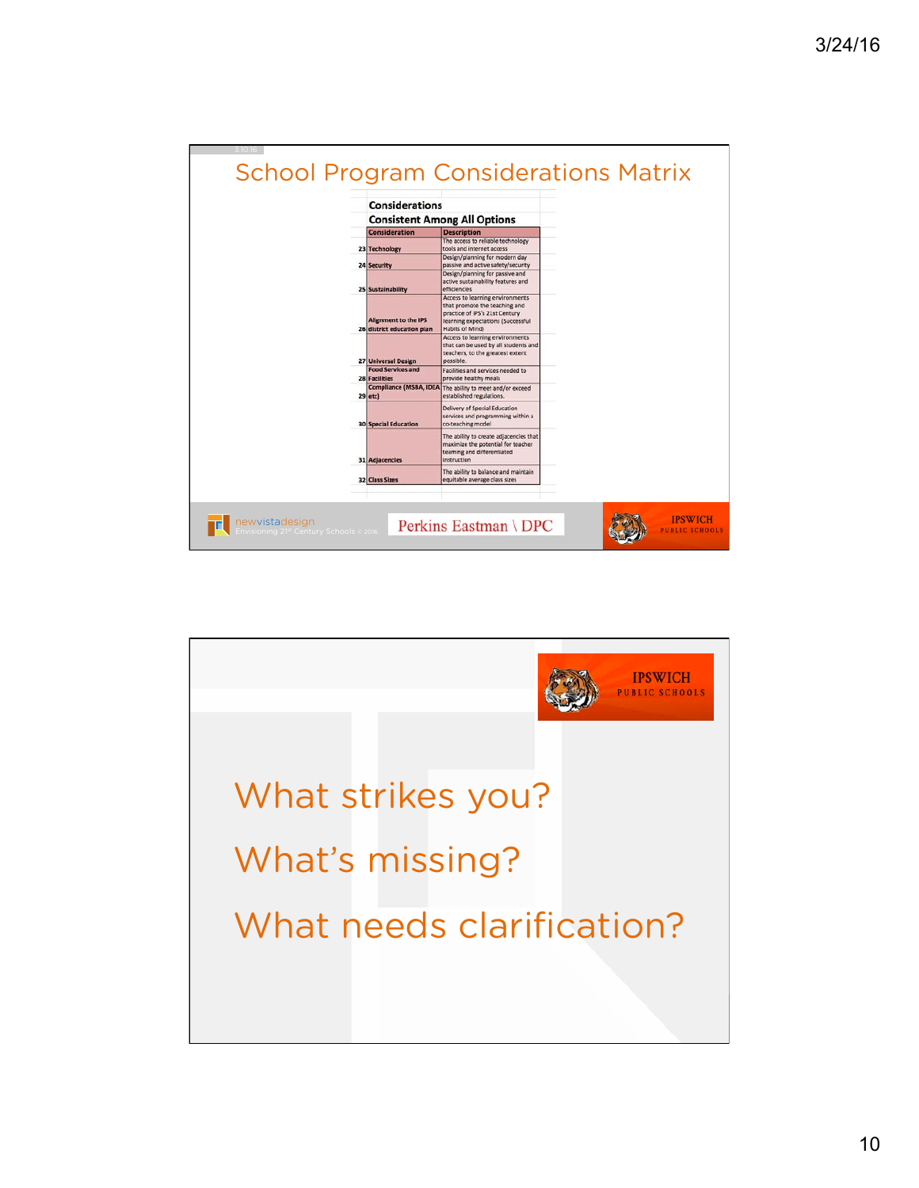# School Program Considerations Matrix

**Considerations Consistent Among All Options**

| | Consideration | Description |
|---|---|---|
| 23 | Technology | The access to reliable technology tools and internet access |
| 24 | Security | Design/planning for modern day passive and active safety/security |
| 25 | Sustainability | Design/planning for passive and active sustainability features and efficiencies |
| 26 | Alignment to the IPS district education plan | Access to learning environments that promote the teaching and practice of IPS's 21st Century learning expectations (Successful Habits of Mind) |
| 27 | Universal Design | Access to learning environments that can be used by all students and teachers, to the greatest extent possible. |
| 28 | Food Services and Facilities | Facilities and services needed to provide healthy meals |
| 29 | Compliance (MSBA, IDEA etc.) | The ability to meet and/or exceed established regulations. |
| 30 | Special Education | Delivery of Special Education services and programming within a co-teaching model |
| 31 | Adjacencies | The ability to create adjacencies that maximize the potential for teacher teaming and differentiated instruction |
| 32 | Class Sizes | The ability to balance and maintain equitable average class sizes |

newvistadesign Envisioning 21st Century Schools © 2016

Perkins Eastman \ DPC

IPSWICH PUBLIC SCHOOLS

---

IPSWICH PUBLIC SCHOOLS

# What strikes you?

# What's missing?

# What needs clarification?